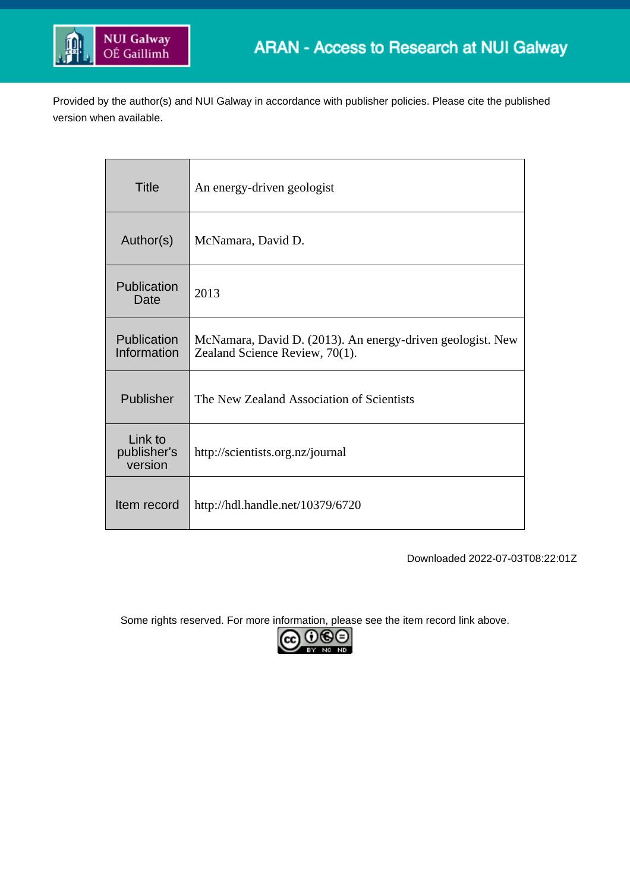ARAN - Access to Research at NUI Galway

Provided by the author(s) and NUI Galway in accordance with publisher policies. Please cite the published version when available.

| | |
|---|---|
| Title | An energy-driven geologist |
| Author(s) | McNamara, David D. |
| Publication Date | 2013 |
| Publication Information | McNamara, David D. (2013). An energy-driven geologist. New Zealand Science Review, 70(1). |
| Publisher | The New Zealand Association of Scientists |
| Link to publisher's version | http://scientists.org.nz/journal |
| Item record | http://hdl.handle.net/10379/6720 |

Downloaded 2022-07-03T08:22:01Z

Some rights reserved. For more information, please see the item record link above.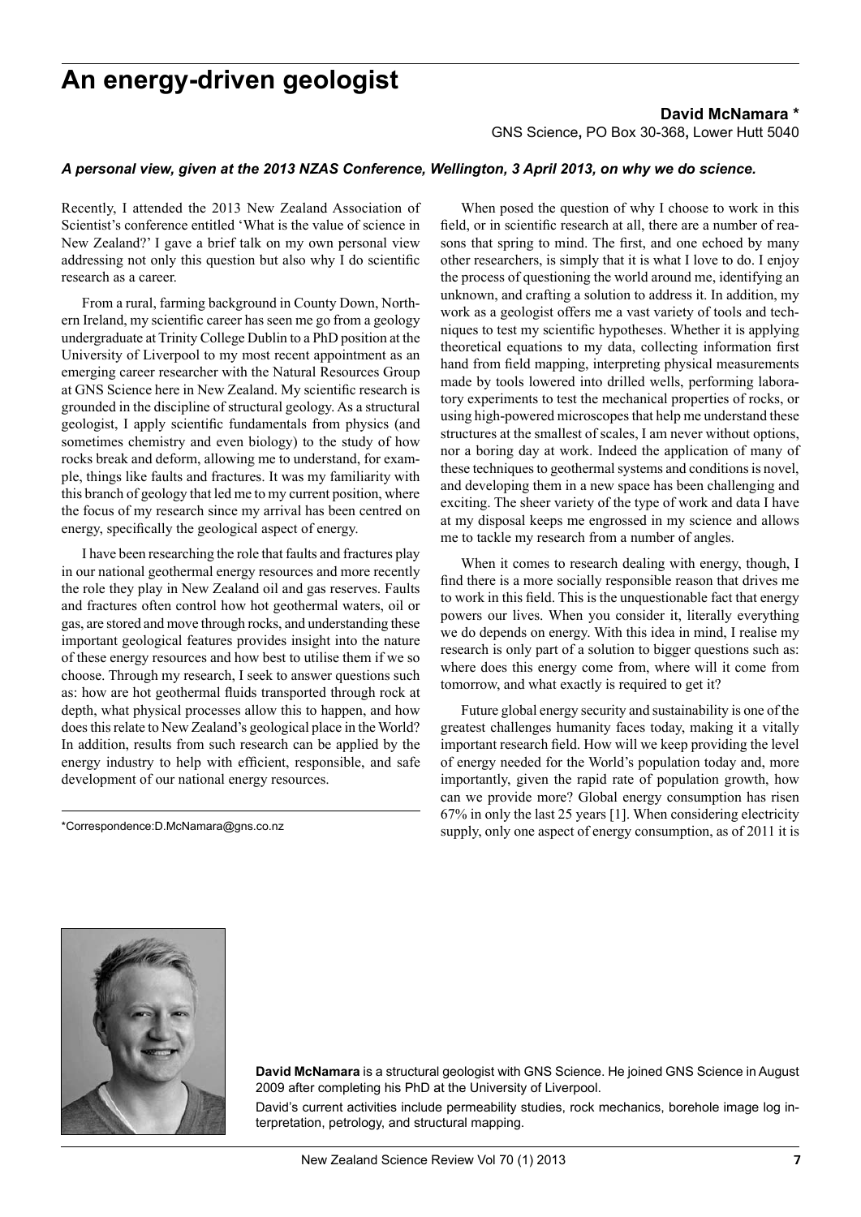# An energy-driven geologist

**David McNamara** *

GNS Science, PO Box 30-368, Lower Hutt 5040

***A personal view, given at the 2013 NZAS Conference, Wellington, 3 April 2013, on why we do science.***

Recently, I attended the 2013 New Zealand Association of Scientist's conference entitled 'What is the value of science in New Zealand?' I gave a brief talk on my own personal view addressing not only this question but also why I do scientific research as a career.

From a rural, farming background in County Down, Northern Ireland, my scientific career has seen me go from a geology undergraduate at Trinity College Dublin to a PhD position at the University of Liverpool to my most recent appointment as an emerging career researcher with the Natural Resources Group at GNS Science here in New Zealand. My scientific research is grounded in the discipline of structural geology. As a structural geologist, I apply scientific fundamentals from physics (and sometimes chemistry and even biology) to the study of how rocks break and deform, allowing me to understand, for example, things like faults and fractures. It was my familiarity with this branch of geology that led me to my current position, where the focus of my research since my arrival has been centred on energy, specifically the geological aspect of energy.

I have been researching the role that faults and fractures play in our national geothermal energy resources and more recently the role they play in New Zealand oil and gas reserves. Faults and fractures often control how hot geothermal waters, oil or gas, are stored and move through rocks, and understanding these important geological features provides insight into the nature of these energy resources and how best to utilise them if we so choose. Through my research, I seek to answer questions such as: how are hot geothermal fluids transported through rock at depth, what physical processes allow this to happen, and how does this relate to New Zealand's geological place in the World? In addition, results from such research can be applied by the energy industry to help with efficient, responsible, and safe development of our national energy resources.

When posed the question of why I choose to work in this field, or in scientific research at all, there are a number of reasons that spring to mind. The first, and one echoed by many other researchers, is simply that it is what I love to do. I enjoy the process of questioning the world around me, identifying an unknown, and crafting a solution to address it. In addition, my work as a geologist offers me a vast variety of tools and techniques to test my scientific hypotheses. Whether it is applying theoretical equations to my data, collecting information first hand from field mapping, interpreting physical measurements made by tools lowered into drilled wells, performing laboratory experiments to test the mechanical properties of rocks, or using high-powered microscopes that help me understand these structures at the smallest of scales, I am never without options, nor a boring day at work. Indeed the application of many of these techniques to geothermal systems and conditions is novel, and developing them in a new space has been challenging and exciting. The sheer variety of the type of work and data I have at my disposal keeps me engrossed in my science and allows me to tackle my research from a number of angles.

When it comes to research dealing with energy, though, I find there is a more socially responsible reason that drives me to work in this field. This is the unquestionable fact that energy powers our lives. When you consider it, literally everything we do depends on energy. With this idea in mind, I realise my research is only part of a solution to bigger questions such as: where does this energy come from, where will it come from tomorrow, and what exactly is required to get it?

Future global energy security and sustainability is one of the greatest challenges humanity faces today, making it a vitally important research field. How will we keep providing the level of energy needed for the World's population today and, more importantly, given the rapid rate of population growth, how can we provide more? Global energy consumption has risen 67% in only the last 25 years [1]. When considering electricity supply, only one aspect of energy consumption, as of 2011 it is

*Correspondence:D.McNamara@gns.co.nz

**David McNamara** is a structural geologist with GNS Science. He joined GNS Science in August 2009 after completing his PhD at the University of Liverpool.

David's current activities include permeability studies, rock mechanics, borehole image log interpretation, petrology, and structural mapping.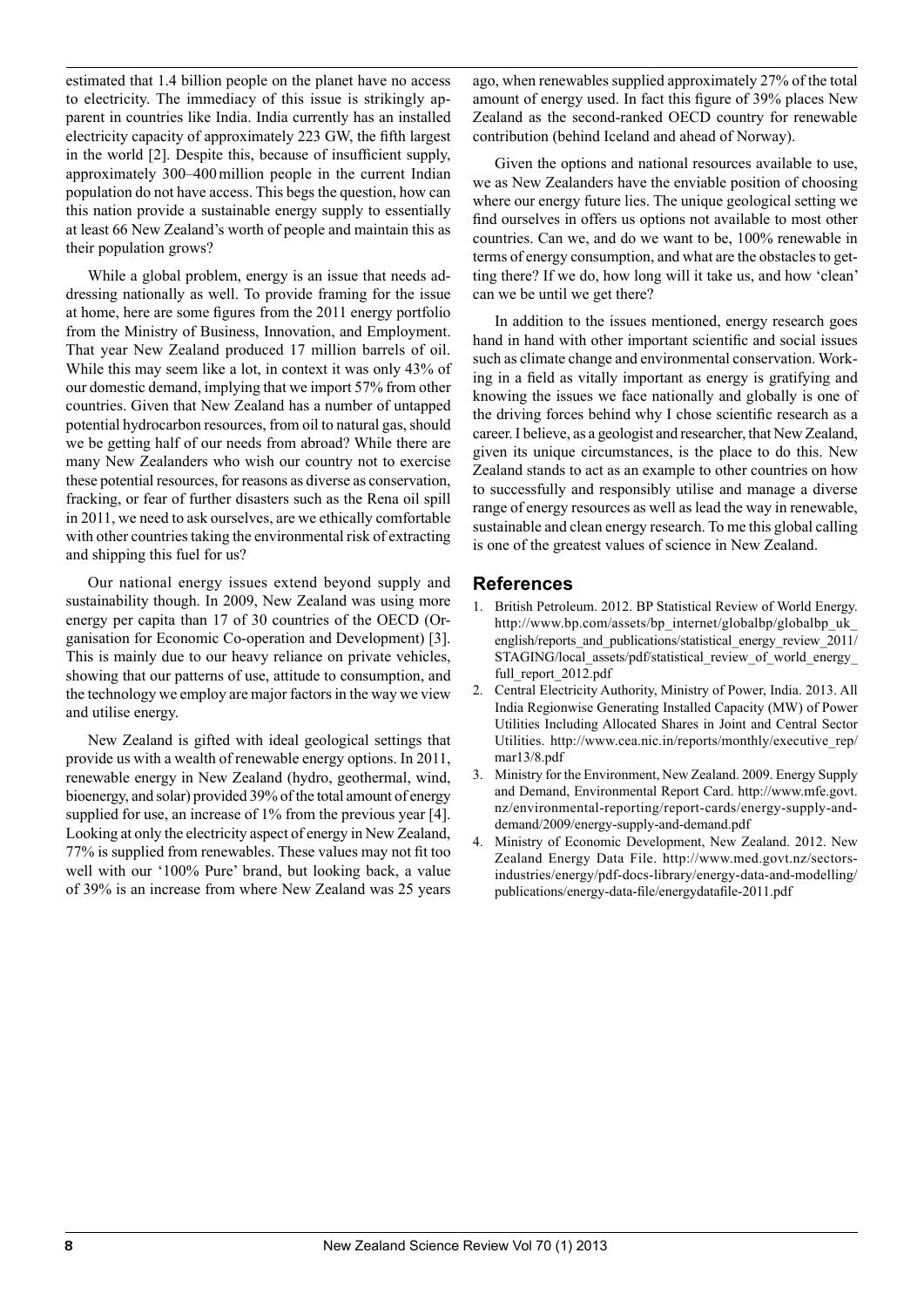estimated that 1.4 billion people on the planet have no access to electricity. The immediacy of this issue is strikingly apparent in countries like India. India currently has an installed electricity capacity of approximately 223 GW, the fifth largest in the world [2]. Despite this, because of insufficient supply, approximately 300–400 million people in the current Indian population do not have access. This begs the question, how can this nation provide a sustainable energy supply to essentially at least 66 New Zealand's worth of people and maintain this as their population grows?

While a global problem, energy is an issue that needs addressing nationally as well. To provide framing for the issue at home, here are some figures from the 2011 energy portfolio from the Ministry of Business, Innovation, and Employment. That year New Zealand produced 17 million barrels of oil. While this may seem like a lot, in context it was only 43% of our domestic demand, implying that we import 57% from other countries. Given that New Zealand has a number of untapped potential hydrocarbon resources, from oil to natural gas, should we be getting half of our needs from abroad? While there are many New Zealanders who wish our country not to exercise these potential resources, for reasons as diverse as conservation, fracking, or fear of further disasters such as the Rena oil spill in 2011, we need to ask ourselves, are we ethically comfortable with other countries taking the environmental risk of extracting and shipping this fuel for us?

Our national energy issues extend beyond supply and sustainability though. In 2009, New Zealand was using more energy per capita than 17 of 30 countries of the OECD (Organisation for Economic Co-operation and Development) [3]. This is mainly due to our heavy reliance on private vehicles, showing that our patterns of use, attitude to consumption, and the technology we employ are major factors in the way we view and utilise energy.

New Zealand is gifted with ideal geological settings that provide us with a wealth of renewable energy options. In 2011, renewable energy in New Zealand (hydro, geothermal, wind, bioenergy, and solar) provided 39% of the total amount of energy supplied for use, an increase of 1% from the previous year [4]. Looking at only the electricity aspect of energy in New Zealand, 77% is supplied from renewables. These values may not fit too well with our '100% Pure' brand, but looking back, a value of 39% is an increase from where New Zealand was 25 years ago, when renewables supplied approximately 27% of the total amount of energy used. In fact this figure of 39% places New Zealand as the second-ranked OECD country for renewable contribution (behind Iceland and ahead of Norway).

Given the options and national resources available to use, we as New Zealanders have the enviable position of choosing where our energy future lies. The unique geological setting we find ourselves in offers us options not available to most other countries. Can we, and do we want to be, 100% renewable in terms of energy consumption, and what are the obstacles to getting there? If we do, how long will it take us, and how 'clean' can we be until we get there?

In addition to the issues mentioned, energy research goes hand in hand with other important scientific and social issues such as climate change and environmental conservation. Working in a field as vitally important as energy is gratifying and knowing the issues we face nationally and globally is one of the driving forces behind why I chose scientific research as a career. I believe, as a geologist and researcher, that New Zealand, given its unique circumstances, is the place to do this. New Zealand stands to act as an example to other countries on how to successfully and responsibly utilise and manage a diverse range of energy resources as well as lead the way in renewable, sustainable and clean energy research. To me this global calling is one of the greatest values of science in New Zealand.

## References

1. British Petroleum. 2012. BP Statistical Review of World Energy. http://www.bp.com/assets/bp_internet/globalbp/globalbp_uk_english/reports_and_publications/statistical_energy_review_2011/STAGING/local_assets/pdf/statistical_review_of_world_energy_full_report_2012.pdf
2. Central Electricity Authority, Ministry of Power, India. 2013. All India Regionwise Generating Installed Capacity (MW) of Power Utilities Including Allocated Shares in Joint and Central Sector Utilities. http://www.cea.nic.in/reports/monthly/executive_rep/mar13/8.pdf
3. Ministry for the Environment, New Zealand. 2009. Energy Supply and Demand, Environmental Report Card. http://www.mfe.govt.nz/environmental-reporting/report-cards/energy-supply-and-demand/2009/energy-supply-and-demand.pdf
4. Ministry of Economic Development, New Zealand. 2012. New Zealand Energy Data File. http://www.med.govt.nz/sectors-industries/energy/pdf-docs-library/energy-data-and-modelling/publications/energy-data-file/energydatafile-2011.pdf